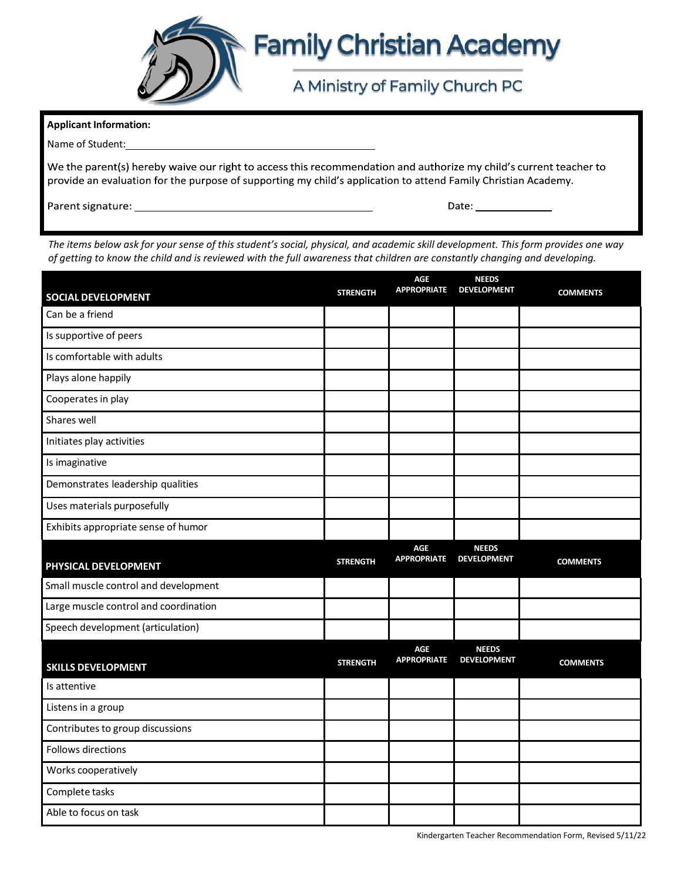# Family Christian Academy

A Ministry of Family Church PC

**Applicant Information:**

Name of Student: ___________________________________________

We the parent(s) hereby waive our right to access this recommendation and authorize my child's current teacher to provide an evaluation for the purpose of supporting my child's application to attend Family Christian Academy.

Parent signature: ___________________________________________ Date: _____________

*The items below ask for your sense of this student's social, physical, and academic skill development. This form provides one way of getting to know the child and is reviewed with the full awareness that children are constantly changing and developing.*

| SOCIAL DEVELOPMENT | STRENGTH | AGE APPROPRIATE | NEEDS DEVELOPMENT | COMMENTS |
|---|---|---|---|---|
| Can be a friend | | | | |
| Is supportive of peers | | | | |
| Is comfortable with adults | | | | |
| Plays alone happily | | | | |
| Cooperates in play | | | | |
| Shares well | | | | |
| Initiates play activities | | | | |
| Is imaginative | | | | |
| Demonstrates leadership qualities | | | | |
| Uses materials purposefully | | | | |
| Exhibits appropriate sense of humor | | | | |

| PHYSICAL DEVELOPMENT | STRENGTH | AGE APPROPRIATE | NEEDS DEVELOPMENT | COMMENTS |
|---|---|---|---|---|
| Small muscle control and development | | | | |
| Large muscle control and coordination | | | | |
| Speech development (articulation) | | | | |

| SKILLS DEVELOPMENT | STRENGTH | AGE APPROPRIATE | NEEDS DEVELOPMENT | COMMENTS |
|---|---|---|---|---|
| Is attentive | | | | |
| Listens in a group | | | | |
| Contributes to group discussions | | | | |
| Follows directions | | | | |
| Works cooperatively | | | | |
| Complete tasks | | | | |
| Able to focus on task | | | | |

Kindergarten Teacher Recommendation Form, Revised 5/11/22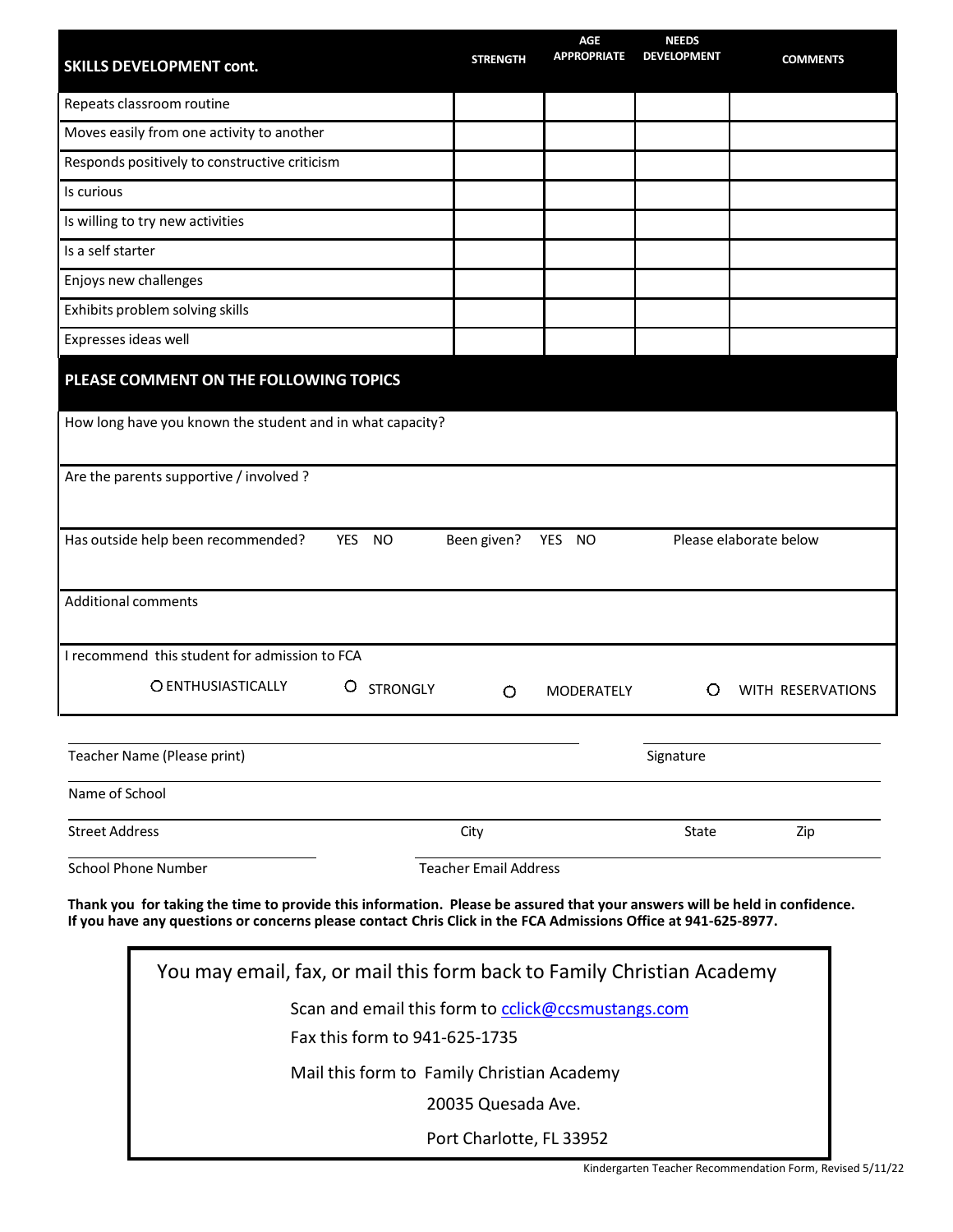| SKILLS DEVELOPMENT cont. | STRENGTH | AGE APPROPRIATE | NEEDS DEVELOPMENT | COMMENTS |
|---|---|---|---|---|
| Repeats classroom routine | | | | |
| Moves easily from one activity to another | | | | |
| Responds positively to constructive criticism | | | | |
| Is curious | | | | |
| Is willing to try new activities | | | | |
| Is a self starter | | | | |
| Enjoys new challenges | | | | |
| Exhibits problem solving skills | | | | |
| Expresses ideas well | | | | |

## PLEASE COMMENT ON THE FOLLOWING TOPICS

How long have you known the student and in what capacity?

Are the parents supportive / involved ?

Has outside help been recommended? YES NO Been given? YES NO Please elaborate below

Additional comments

I recommend this student for admission to FCA

○ ENTHUSIASTICALLY ○ STRONGLY ○ MODERATELY ○ WITH RESERVATIONS

Teacher Name (Please print) Signature

Name of School

Street Address City State Zip

School Phone Number Teacher Email Address

**Thank you for taking the time to provide this information. Please be assured that your answers will be held in confidence. If you have any questions or concerns please contact Chris Click in the FCA Admissions Office at 941-625-8977.**

You may email, fax, or mail this form back to Family Christian Academy

Scan and email this form to cclick@ccsmustangs.com

Fax this form to 941-625-1735

Mail this form to Family Christian Academy
20035 Quesada Ave.
Port Charlotte, FL 33952

Kindergarten Teacher Recommendation Form, Revised 5/11/22